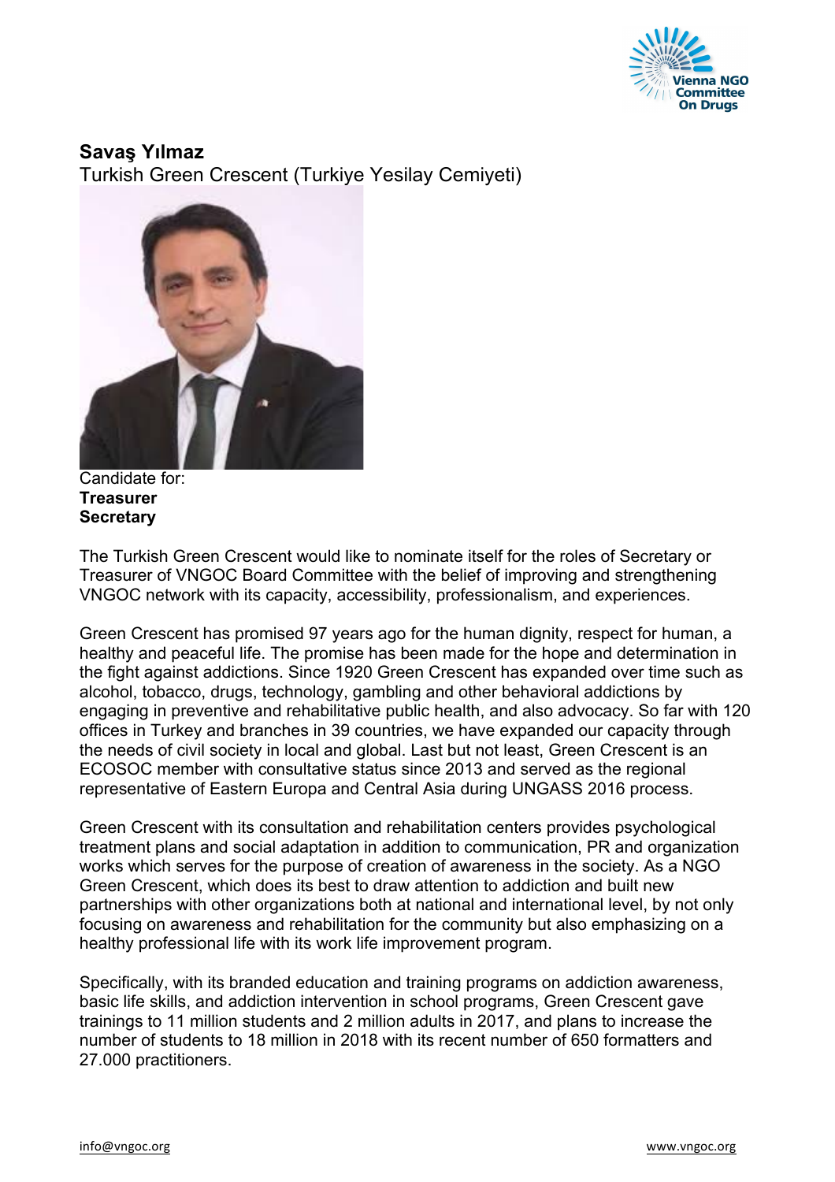## Savaş Yılmaz

Turkish Green Crescent (Turkiye Yesilay Cemiyeti)

Candidate for:
**Treasurer**
**Secretary**

The Turkish Green Crescent would like to nominate itself for the roles of Secretary or Treasurer of VNGOC Board Committee with the belief of improving and strengthening VNGOC network with its capacity, accessibility, professionalism, and experiences.

Green Crescent has promised 97 years ago for the human dignity, respect for human, a healthy and peaceful life. The promise has been made for the hope and determination in the fight against addictions. Since 1920 Green Crescent has expanded over time such as alcohol, tobacco, drugs, technology, gambling and other behavioral addictions by engaging in preventive and rehabilitative public health, and also advocacy. So far with 120 offices in Turkey and branches in 39 countries, we have expanded our capacity through the needs of civil society in local and global. Last but not least, Green Crescent is an ECOSOC member with consultative status since 2013 and served as the regional representative of Eastern Europa and Central Asia during UNGASS 2016 process.

Green Crescent with its consultation and rehabilitation centers provides psychological treatment plans and social adaptation in addition to communication, PR and organization works which serves for the purpose of creation of awareness in the society. As a NGO Green Crescent, which does its best to draw attention to addiction and built new partnerships with other organizations both at national and international level, by not only focusing on awareness and rehabilitation for the community but also emphasizing on a healthy professional life with its work life improvement program.

Specifically, with its branded education and training programs on addiction awareness, basic life skills, and addiction intervention in school programs, Green Crescent gave trainings to 11 million students and 2 million adults in 2017, and plans to increase the number of students to 18 million in 2018 with its recent number of 650 formatters and 27.000 practitioners.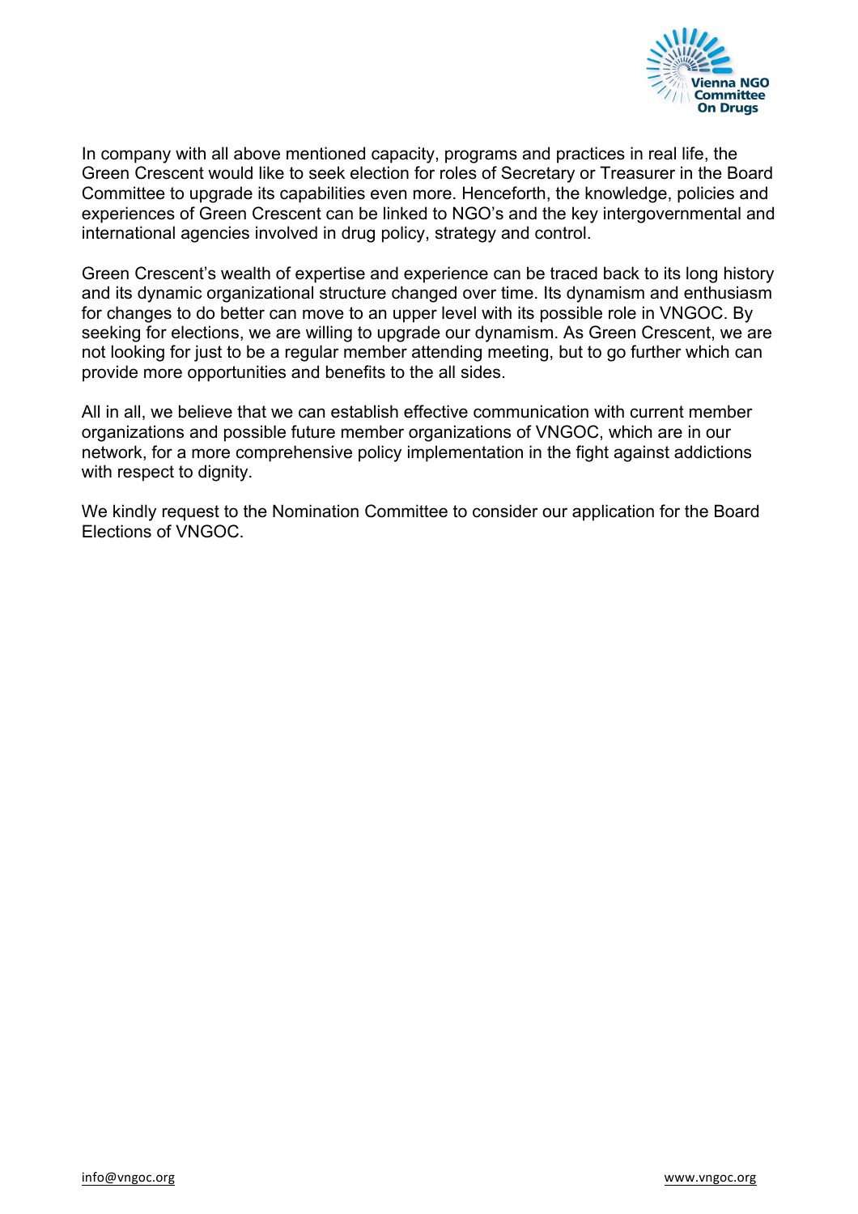In company with all above mentioned capacity, programs and practices in real life, the Green Crescent would like to seek election for roles of Secretary or Treasurer in the Board Committee to upgrade its capabilities even more. Henceforth, the knowledge, policies and experiences of Green Crescent can be linked to NGO's and the key intergovernmental and international agencies involved in drug policy, strategy and control.

Green Crescent's wealth of expertise and experience can be traced back to its long history and its dynamic organizational structure changed over time. Its dynamism and enthusiasm for changes to do better can move to an upper level with its possible role in VNGOC. By seeking for elections, we are willing to upgrade our dynamism. As Green Crescent, we are not looking for just to be a regular member attending meeting, but to go further which can provide more opportunities and benefits to the all sides.

All in all, we believe that we can establish effective communication with current member organizations and possible future member organizations of VNGOC, which are in our network, for a more comprehensive policy implementation in the fight against addictions with respect to dignity.

We kindly request to the Nomination Committee to consider our application for the Board Elections of VNGOC.